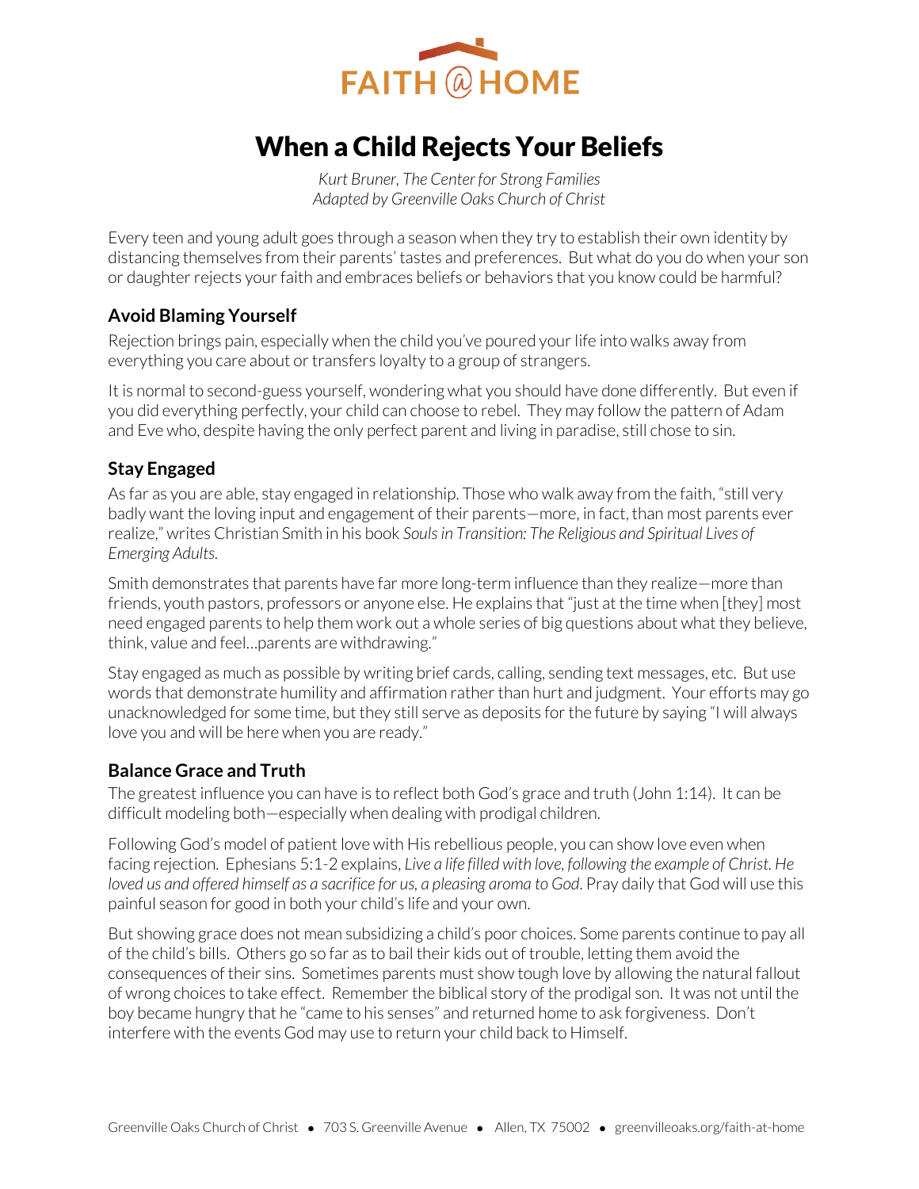FAITH @ HOME

# When a Child Rejects Your Beliefs

*Kurt Bruner, The Center for Strong Families*
*Adapted by Greenville Oaks Church of Christ*

Every teen and young adult goes through a season when they try to establish their own identity by distancing themselves from their parents' tastes and preferences. But what do you do when your son or daughter rejects your faith and embraces beliefs or behaviors that you know could be harmful?

## Avoid Blaming Yourself

Rejection brings pain, especially when the child you've poured your life into walks away from everything you care about or transfers loyalty to a group of strangers.

It is normal to second-guess yourself, wondering what you should have done differently. But even if you did everything perfectly, your child can choose to rebel. They may follow the pattern of Adam and Eve who, despite having the only perfect parent and living in paradise, still chose to sin.

## Stay Engaged

As far as you are able, stay engaged in relationship. Those who walk away from the faith, "still very badly want the loving input and engagement of their parents—more, in fact, than most parents ever realize," writes Christian Smith in his book *Souls in Transition: The Religious and Spiritual Lives of Emerging Adults.*

Smith demonstrates that parents have far more long-term influence than they realize—more than friends, youth pastors, professors or anyone else. He explains that "just at the time when [they] most need engaged parents to help them work out a whole series of big questions about what they believe, think, value and feel…parents are withdrawing."

Stay engaged as much as possible by writing brief cards, calling, sending text messages, etc. But use words that demonstrate humility and affirmation rather than hurt and judgment. Your efforts may go unacknowledged for some time, but they still serve as deposits for the future by saying "I will always love you and will be here when you are ready."

## Balance Grace and Truth

The greatest influence you can have is to reflect both God's grace and truth (John 1:14). It can be difficult modeling both—especially when dealing with prodigal children.

Following God's model of patient love with His rebellious people, you can show love even when facing rejection. Ephesians 5:1-2 explains, *Live a life filled with love, following the example of Christ. He loved us and offered himself as a sacrifice for us, a pleasing aroma to God.* Pray daily that God will use this painful season for good in both your child's life and your own.

But showing grace does not mean subsidizing a child's poor choices. Some parents continue to pay all of the child's bills. Others go so far as to bail their kids out of trouble, letting them avoid the consequences of their sins. Sometimes parents must show tough love by allowing the natural fallout of wrong choices to take effect. Remember the biblical story of the prodigal son. It was not until the boy became hungry that he "came to his senses" and returned home to ask forgiveness. Don't interfere with the events God may use to return your child back to Himself.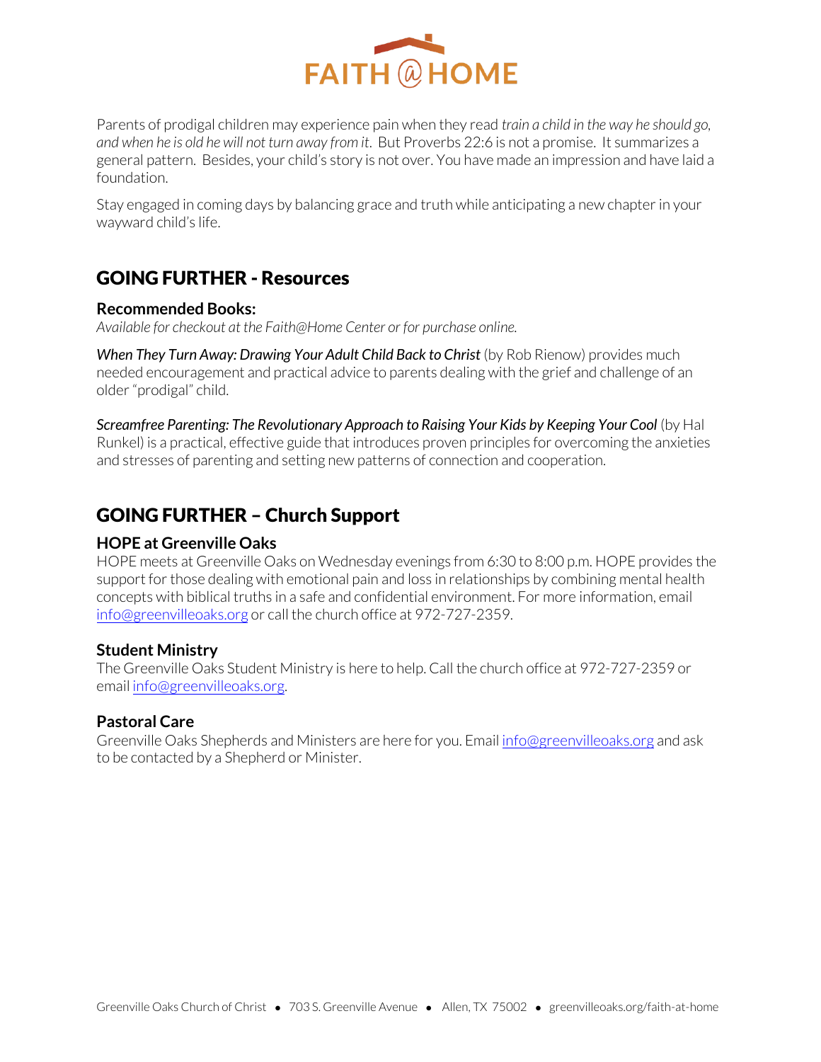FAITH@HOME

Parents of prodigal children may experience pain when they read *train a child in the way he should go, and when he is old he will not turn away from it*. But Proverbs 22:6 is not a promise. It summarizes a general pattern. Besides, your child's story is not over. You have made an impression and have laid a foundation.

Stay engaged in coming days by balancing grace and truth while anticipating a new chapter in your wayward child's life.

## GOING FURTHER - Resources

### Recommended Books:

*Available for checkout at the Faith@Home Center or for purchase online.*

***When They Turn Away: Drawing Your Adult Child Back to Christ*** (by Rob Rienow) provides much needed encouragement and practical advice to parents dealing with the grief and challenge of an older "prodigal" child.

***Screamfree Parenting: The Revolutionary Approach to Raising Your Kids by Keeping Your Cool*** (by Hal Runkel) is a practical, effective guide that introduces proven principles for overcoming the anxieties and stresses of parenting and setting new patterns of connection and cooperation.

## GOING FURTHER – Church Support

### HOPE at Greenville Oaks

HOPE meets at Greenville Oaks on Wednesday evenings from 6:30 to 8:00 p.m. HOPE provides the support for those dealing with emotional pain and loss in relationships by combining mental health concepts with biblical truths in a safe and confidential environment. For more information, email info@greenvilleoaks.org or call the church office at 972-727-2359.

### Student Ministry

The Greenville Oaks Student Ministry is here to help. Call the church office at 972-727-2359 or email info@greenvilleoaks.org.

### Pastoral Care

Greenville Oaks Shepherds and Ministers are here for you. Email info@greenvilleoaks.org and ask to be contacted by a Shepherd or Minister.